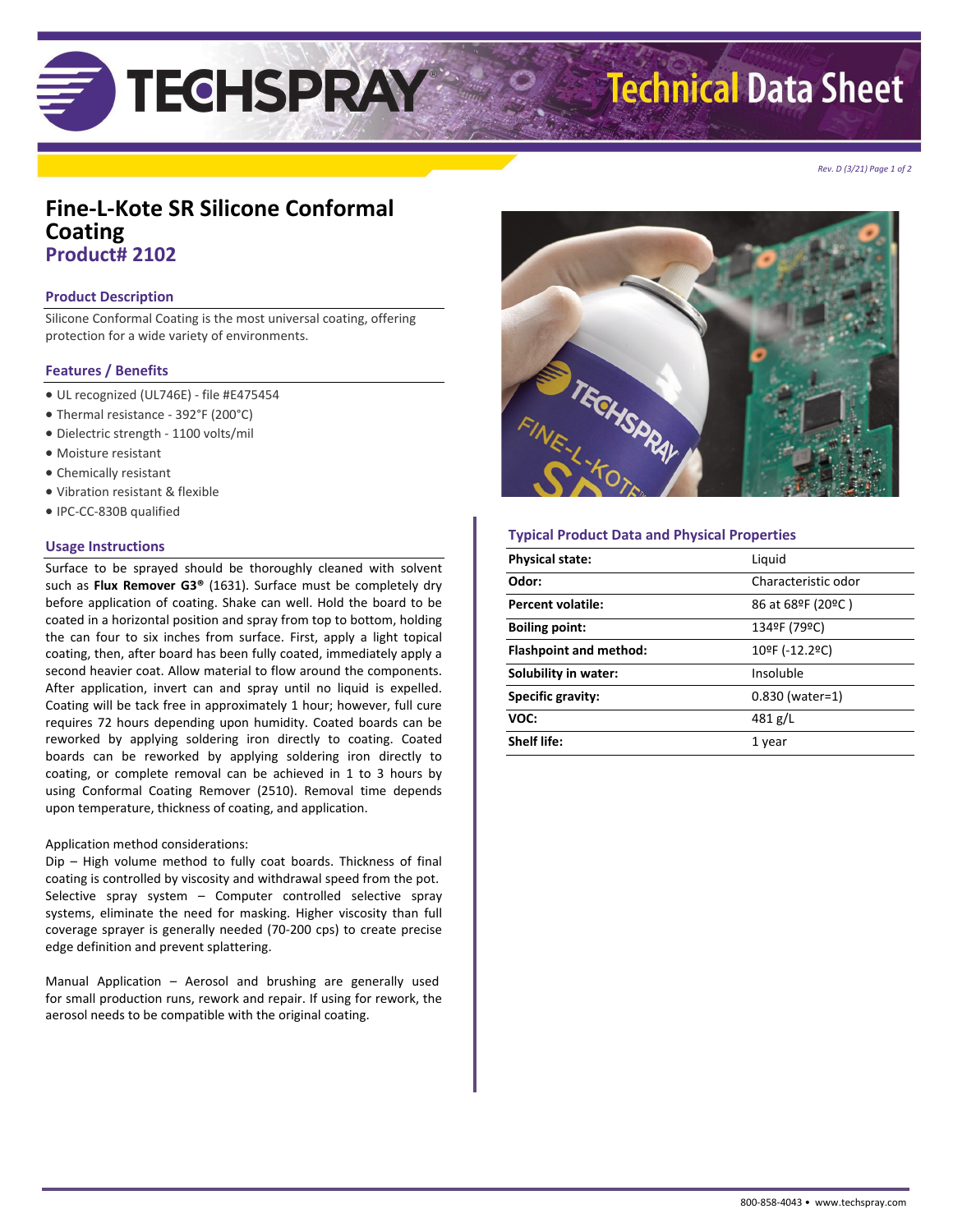# Fine-L-Kote SR Silicone Conformal Coating

## Product# 2102

### Product Description

Silicone Conformal Coating is the most universal coating, offering protection for a wide variety of environments.

### Features / Benefits

- UL recognized (UL746E) - file #E475454
- Thermal resistance - 392°F (200°C)
- Dielectric strength - 1100 volts/mil
- Moisture resistant
- Chemically resistant
- Vibration resistant & flexible
- IPC-CC-830B qualified

### Usage Instructions

Surface to be sprayed should be thoroughly cleaned with solvent such as **Flux Remover G3®** (1631). Surface must be completely dry before application of coating. Shake can well. Hold the board to be coated in a horizontal position and spray from top to bottom, holding the can four to six inches from surface. First, apply a light topical coating, then, after board has been fully coated, immediately apply a second heavier coat. Allow material to flow around the components. After application, invert can and spray until no liquid is expelled. Coating will be tack free in approximately 1 hour; however, full cure requires 72 hours depending upon humidity. Coated boards can be reworked by applying soldering iron directly to coating. Coated boards can be reworked by applying soldering iron directly to coating, or complete removal can be achieved in 1 to 3 hours by using Conformal Coating Remover (2510). Removal time depends upon temperature, thickness of coating, and application.

Application method considerations:
Dip – High volume method to fully coat boards. Thickness of final coating is controlled by viscosity and withdrawal speed from the pot.
Selective spray system – Computer controlled selective spray systems, eliminate the need for masking. Higher viscosity than full coverage sprayer is generally needed (70-200 cps) to create precise edge definition and prevent splattering.

Manual Application – Aerosol and brushing are generally used for small production runs, rework and repair. If using for rework, the aerosol needs to be compatible with the original coating.

### Typical Product Data and Physical Properties

| Property | Value |
|---|---|
| **Physical state:** | Liquid |
| **Odor:** | Characteristic odor |
| **Percent volatile:** | 86 at 68ºF (20ºC ) |
| **Boiling point:** | 134ºF (79ºC) |
| **Flashpoint and method:** | 10ºF (-12.2ºC) |
| **Solubility in water:** | Insoluble |
| **Specific gravity:** | 0.830 (water=1) |
| **VOC:** | 481 g/L |
| **Shelf life:** | 1 year |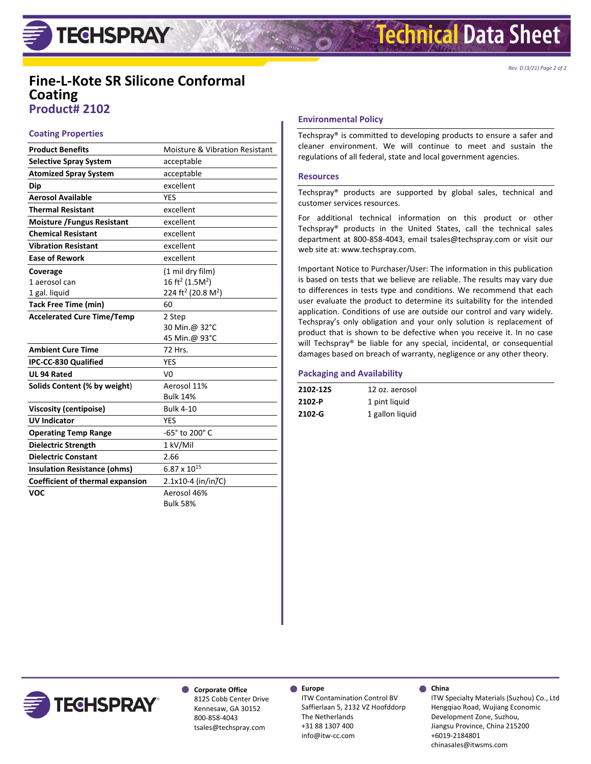# Fine-L-Kote SR Silicone Conformal Coating

## Product# 2102

### Coating Properties

| | |
|---|---|
| **Product Benefits** | Moisture & Vibration Resistant |
| **Selective Spray System** | acceptable |
| **Atomized Spray System** | acceptable |
| **Dip** | excellent |
| **Aerosol Available** | YES |
| **Thermal Resistant** | excellent |
| **Moisture /Fungus Resistant** | excellent |
| **Chemical Resistant** | excellent |
| **Vibration Resistant** | excellent |
| **Ease of Rework** | excellent |
| **Coverage**<br>1 aerosol can<br>1 gal. liquid | (1 mil dry film)<br>16 $ft^2$ (1.5$M^2$)<br>224 $ft^2$ (20.8 $M^2$) |
| **Tack Free Time (min)** | 60 |
| **Accelerated Cure Time/Temp** | 2 Step<br>30 Min.@ 32°C<br>45 Min.@ 93°C |
| **Ambient Cure Time** | 72 Hrs. |
| **IPC-CC-830 Qualified** | YES |
| **UL 94 Rated** | V0 |
| **Solids Content (% by weight)** | Aerosol 11%<br>Bulk 14% |
| **Viscosity (centipoise)** | Bulk 4-10 |
| **UV Indicator** | YES |
| **Operating Temp Range** | -65° to 200° C |
| **Dielectric Strength** | 1 kV/Mil |
| **Dielectric Constant** | 2.66 |
| **Insulation Resistance (ohms)** | $6.87 \times 10^{15}$ |
| **Coefficient of thermal expansion** | 2.1x10-4 (in/in/°C) |
| **VOC** | Aerosol 46%<br>Bulk 58% |

### Environmental Policy

Techspray® is committed to developing products to ensure a safer and cleaner environment. We will continue to meet and sustain the regulations of all federal, state and local government agencies.

### Resources

Techspray® products are supported by global sales, technical and customer services resources.

For additional technical information on this product or other Techspray® products in the United States, call the technical sales department at 800-858-4043, email tsales@techspray.com or visit our web site at: www.techspray.com.

Important Notice to Purchaser/User: The information in this publication is based on tests that we believe are reliable. The results may vary due to differences in tests type and conditions. We recommend that each user evaluate the product to determine its suitability for the intended application. Conditions of use are outside our control and vary widely. Techspray's only obligation and your only solution is replacement of product that is shown to be defective when you receive it. In no case will Techspray® be liable for any special, incidental, or consequential damages based on breach of warranty, negligence or any other theory.

### Packaging and Availability

| | |
|---|---|
| **2102-12S** | 12 oz. aerosol |
| **2102-P** | 1 pint liquid |
| **2102-G** | 1 gallon liquid |

**Corporate Office**
8125 Cobb Center Drive
Kennesaw, GA 30152
800-858-4043
tsales@techspray.com

**Europe**
ITW Contamination Control BV
Saffierlaan 5, 2132 VZ Hoofddorp
The Netherlands
+31 88 1307 400
info@itw-cc.com

**China**
ITW Specialty Materials (Suzhou) Co., Ltd
Hengqiao Road, Wujiang Economic Development Zone, Suzhou,
Jiangsu Province, China 215200
+6019-2184801
chinasales@itwsms.com